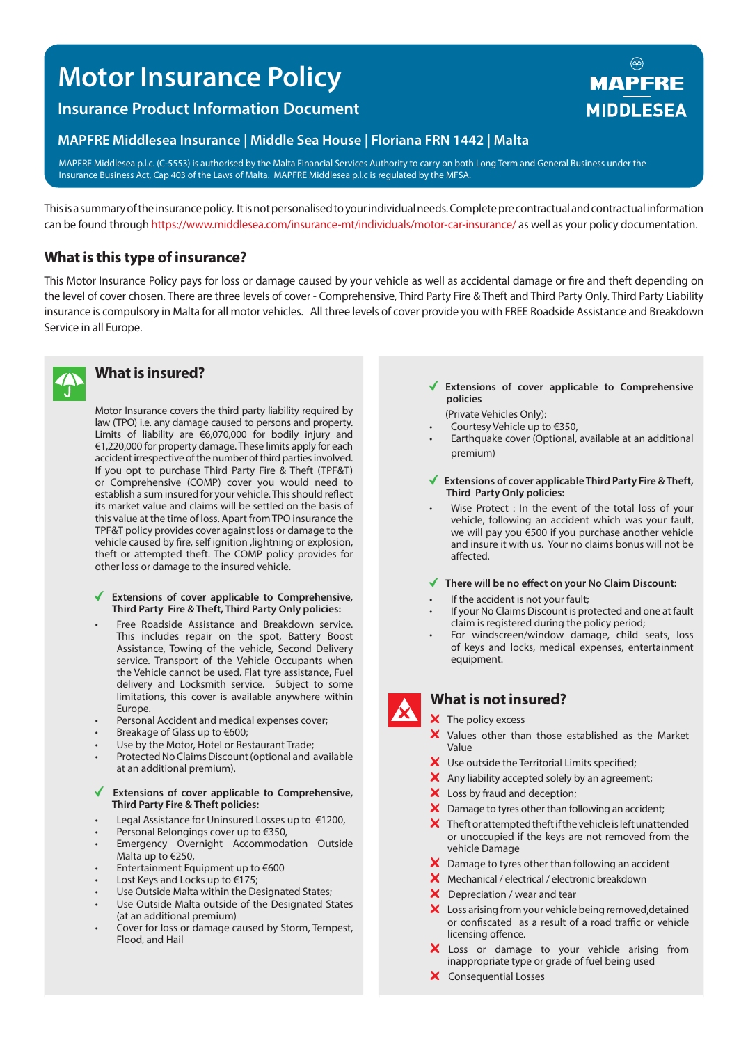# Motor Insurance Policy

## Insurance Product Information Document

**MAPFRE MIDDLESEA**

### MAPFRE Middlesea Insurance | Middle Sea House | Floriana FRN 1442 | Malta

MAPFRE Middlesea p.l.c. (C-5553) is authorised by the Malta Financial Services Authority to carry on both Long Term and General Business under the Insurance Business Act, Cap 403 of the Laws of Malta. MAPFRE Middlesea p.l.c is regulated by the MFSA.

This is a summary of the insurance policy. It is not personalised to your individual needs. Complete pre contractual and contractual information can be found through https://www.middlesea.com/insurance-mt/individuals/motor-car-insurance/ as well as your policy documentation.

## What is this type of insurance?

This Motor Insurance Policy pays for loss or damage caused by your vehicle as well as accidental damage or fire and theft depending on the level of cover chosen. There are three levels of cover - Comprehensive, Third Party Fire & Theft and Third Party Only. Third Party Liability insurance is compulsory in Malta for all motor vehicles. All three levels of cover provide you with FREE Roadside Assistance and Breakdown Service in all Europe.

## What is insured?

Motor Insurance covers the third party liability required by law (TPO) i.e. any damage caused to persons and property. Limits of liability are €6,070,000 for bodily injury and €1,220,000 for property damage. These limits apply for each accident irrespective of the number of third parties involved. If you opt to purchase Third Party Fire & Theft (TPF&T) or Comprehensive (COMP) cover you would need to establish a sum insured for your vehicle. This should reflect its market value and claims will be settled on the basis of this value at the time of loss. Apart from TPO insurance the TPF&T policy provides cover against loss or damage to the vehicle caused by fire, self ignition ,lightning or explosion, theft or attempted theft. The COMP policy provides for other loss or damage to the insured vehicle.

✔ **Extensions of cover applicable to Comprehensive, Third Party Fire & Theft, Third Party Only policies:**

- Free Roadside Assistance and Breakdown service. This includes repair on the spot, Battery Boost Assistance, Towing of the vehicle, Second Delivery service. Transport of the Vehicle Occupants when the Vehicle cannot be used. Flat tyre assistance, Fuel delivery and Locksmith service. Subject to some limitations, this cover is available anywhere within Europe.
- Personal Accident and medical expenses cover;
- Breakage of Glass up to €600;
- Use by the Motor, Hotel or Restaurant Trade;
- Protected No Claims Discount (optional and available at an additional premium).

✔ **Extensions of cover applicable to Comprehensive, Third Party Fire & Theft policies:**

- Legal Assistance for Uninsured Losses up to €1200,
- Personal Belongings cover up to €350,
- Emergency Overnight Accommodation Outside Malta up to €250,
- Entertainment Equipment up to €600
- Lost Keys and Locks up to €175;
- Use Outside Malta within the Designated States;
- Use Outside Malta outside of the Designated States (at an additional premium)
- Cover for loss or damage caused by Storm, Tempest, Flood, and Hail

✔ **Extensions of cover applicable to Comprehensive policies**

(Private Vehicles Only):

- Courtesy Vehicle up to €350,
- Earthquake cover (Optional, available at an additional premium)

✔ **Extensions of cover applicable Third Party Fire & Theft, Third Party Only policies:**

- Wise Protect : In the event of the total loss of your vehicle, following an accident which was your fault, we will pay you €500 if you purchase another vehicle and insure it with us. Your no claims bonus will not be affected.

✔ **There will be no effect on your No Claim Discount:**

- If the accident is not your fault;
- If your No Claims Discount is protected and one at fault claim is registered during the policy period;
- For windscreen/window damage, child seats, loss of keys and locks, medical expenses, entertainment equipment.

## What is not insured?

- ✘ The policy excess
- ✘ Values other than those established as the Market Value
- ✘ Use outside the Territorial Limits specified;
- ✘ Any liability accepted solely by an agreement;
- ✘ Loss by fraud and deception;
- ✘ Damage to tyres other than following an accident;
- ✘ Theft or attempted theft if the vehicle is left unattended or unoccupied if the keys are not removed from the vehicle Damage
- ✘ Damage to tyres other than following an accident
- ✘ Mechanical / electrical / electronic breakdown
- ✘ Depreciation / wear and tear
- ✘ Loss arising from your vehicle being removed,detained or confiscated as a result of a road traffic or vehicle licensing offence.
- ✘ Loss or damage to your vehicle arising from inappropriate type or grade of fuel being used
- ✘ Consequential Losses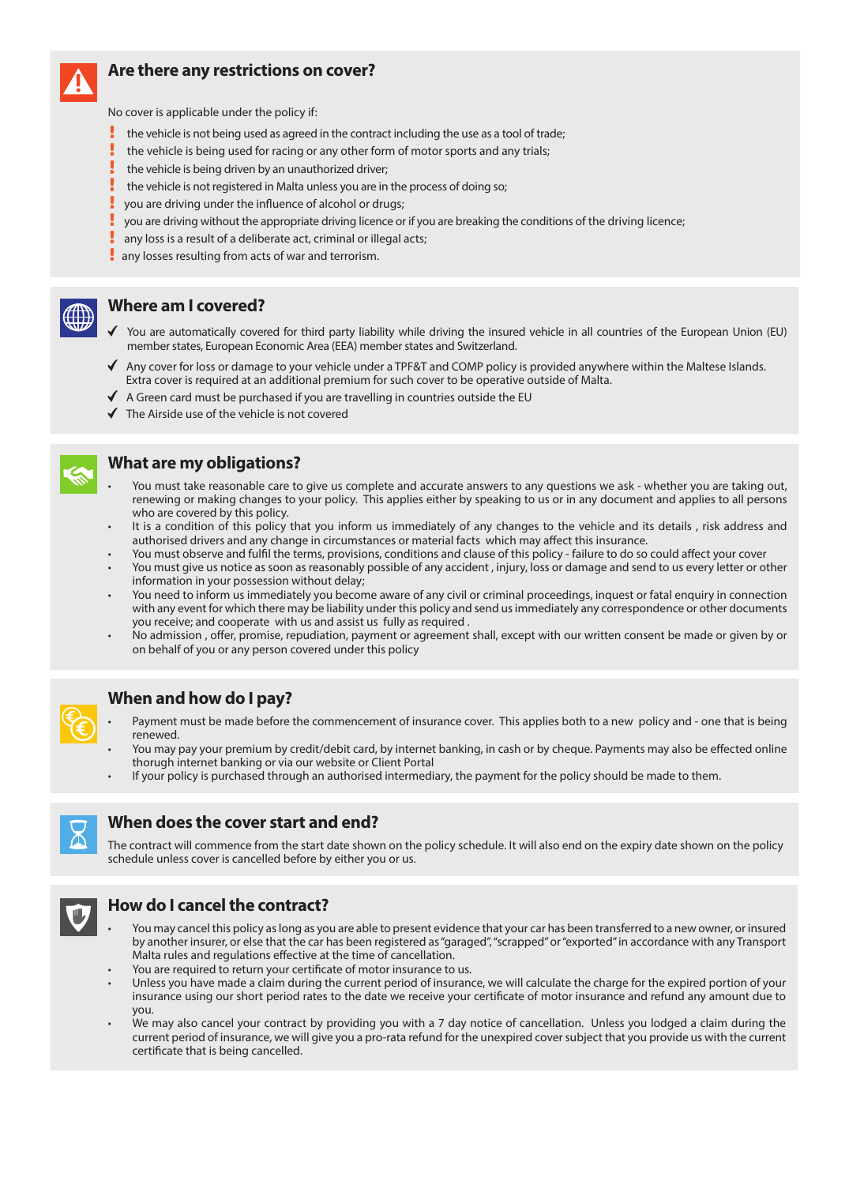## Are there any restrictions on cover?

No cover is applicable under the policy if:

- the vehicle is not being used as agreed in the contract including the use as a tool of trade;
- the vehicle is being used for racing or any other form of motor sports and any trials;
- the vehicle is being driven by an unauthorized driver;
- the vehicle is not registered in Malta unless you are in the process of doing so;
- you are driving under the influence of alcohol or drugs;
- you are driving without the appropriate driving licence or if you are breaking the conditions of the driving licence;
- any loss is a result of a deliberate act, criminal or illegal acts;
- any losses resulting from acts of war and terrorism.

## Where am I covered?

- ✓ You are automatically covered for third party liability while driving the insured vehicle in all countries of the European Union (EU) member states, European Economic Area (EEA) member states and Switzerland.
- ✓ Any cover for loss or damage to your vehicle under a TPF&T and COMP policy is provided anywhere within the Maltese Islands. Extra cover is required at an additional premium for such cover to be operative outside of Malta.
- ✓ A Green card must be purchased if you are travelling in countries outside the EU
- ✓ The Airside use of the vehicle is not covered

## What are my obligations?

- You must take reasonable care to give us complete and accurate answers to any questions we ask - whether you are taking out, renewing or making changes to your policy. This applies either by speaking to us or in any document and applies to all persons who are covered by this policy.
- It is a condition of this policy that you inform us immediately of any changes to the vehicle and its details , risk address and authorised drivers and any change in circumstances or material facts which may affect this insurance.
- You must observe and fulfil the terms, provisions, conditions and clause of this policy - failure to do so could affect your cover
- You must give us notice as soon as reasonably possible of any accident , injury, loss or damage and send to us every letter or other information in your possession without delay;
- You need to inform us immediately you become aware of any civil or criminal proceedings, inquest or fatal enquiry in connection with any event for which there may be liability under this policy and send us immediately any correspondence or other documents you receive; and cooperate with us and assist us fully as required .
- No admission , offer, promise, repudiation, payment or agreement shall, except with our written consent be made or given by or on behalf of you or any person covered under this policy

## When and how do I pay?

- Payment must be made before the commencement of insurance cover. This applies both to a new policy and - one that is being renewed.
- You may pay your premium by credit/debit card, by internet banking, in cash or by cheque. Payments may also be effected online thorugh internet banking or via our website or Client Portal
- If your policy is purchased through an authorised intermediary, the payment for the policy should be made to them.

## When does the cover start and end?

The contract will commence from the start date shown on the policy schedule. It will also end on the expiry date shown on the policy schedule unless cover is cancelled before by either you or us.

## How do I cancel the contract?

- You may cancel this policy as long as you are able to present evidence that your car has been transferred to a new owner, or insured by another insurer, or else that the car has been registered as "garaged", "scrapped" or "exported" in accordance with any Transport Malta rules and regulations effective at the time of cancellation.
- You are required to return your certificate of motor insurance to us.
- Unless you have made a claim during the current period of insurance, we will calculate the charge for the expired portion of your insurance using our short period rates to the date we receive your certificate of motor insurance and refund any amount due to you.
- We may also cancel your contract by providing you with a 7 day notice of cancellation. Unless you lodged a claim during the current period of insurance, we will give you a pro-rata refund for the unexpired cover subject that you provide us with the current certificate that is being cancelled.